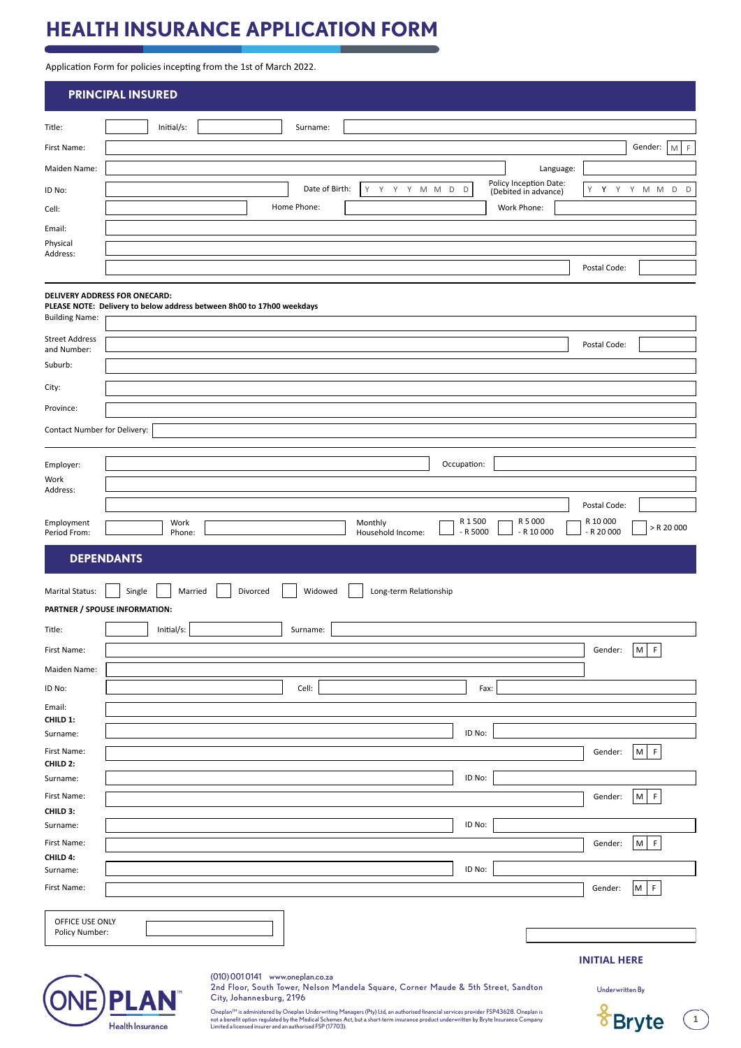# HEALTH INSURANCE APPLICATION FORM

Application Form for policies incepting from the 1st of March 2022.

## PRINCIPAL INSURED

Title: Initial/s: Surname:

First Name: Gender: M F

Maiden Name: Language:

ID No: Date of Birth: Y Y Y Y M M D D Policy Inception Date: (Debited in advance) Y Y Y Y M M D D

Cell: Home Phone: Work Phone:

Email:

Physical Address:

Postal Code:

**DELIVERY ADDRESS FOR ONECARD:**
**PLEASE NOTE: Delivery to below address between 8h00 to 17h00 weekdays**

Building Name:

Street Address and Number: Postal Code:

Suburb:

City:

Province:

Contact Number for Delivery:

Employer: Occupation:

Work Address:

Postal Code:

Employment Period From: Work Phone: Monthly Household Income: R 1 500 - R 5000 | R 5 000 - R 10 000 | R 10 000 - R 20 000 | > R 20 000

## DEPENDANTS

Marital Status: Single | Married | Divorced | Widowed | Long-term Relationship

**PARTNER / SPOUSE INFORMATION:**

Title: Initial/s: Surname:

First Name: Gender: M F

Maiden Name:

ID No: Cell: Fax:

Email:

**CHILD 1:**
Surname: ID No:
First Name: Gender: M F

**CHILD 2:**
Surname: ID No:
First Name: Gender: M F

**CHILD 3:**
Surname: ID No:
First Name: Gender: M F

**CHILD 4:**
Surname: ID No:
First Name: Gender: M F

OFFICE USE ONLY
Policy Number:

**INITIAL HERE**

ONE PLAN Health Insurance

(010) 001 0141 www.oneplan.co.za
2nd Floor, South Tower, Nelson Mandela Square, Corner Maude & 5th Street, Sandton City, Johannesburg, 2196

Oneplan™ is administered by Oneplan Underwriting Managers (Pty) Ltd, an authorised financial services provider FSP43628. Oneplan is not a benefit option regulated by the Medical Schemes Act, but a short-term insurance product underwritten by Bryte Insurance Company Limited a licensed insurer and an authorised FSP (17703).

Underwritten By Bryte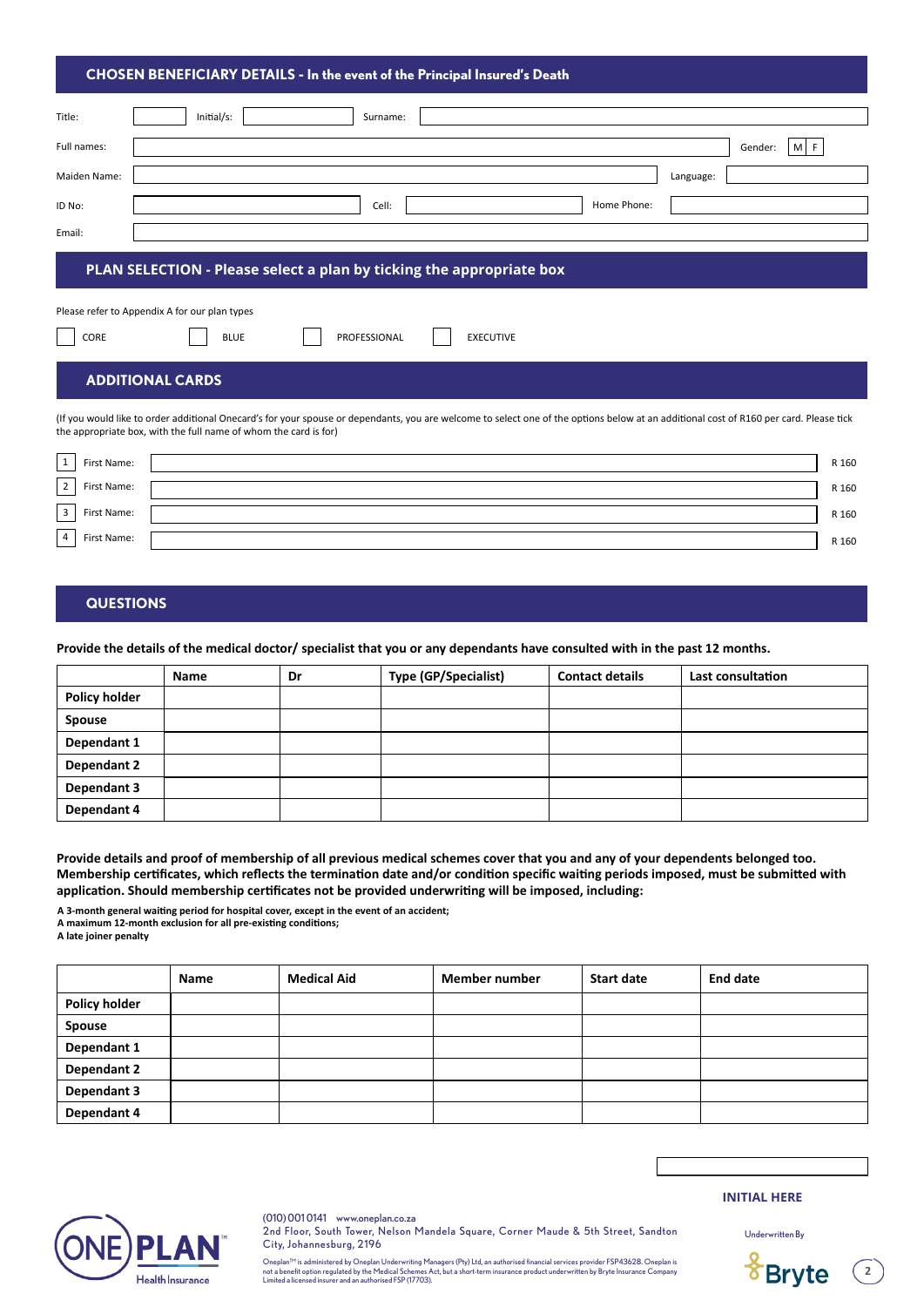## CHOSEN BENEFICIARY DETAILS - In the event of the Principal Insured's Death

Title: ______ Initial/s: ______ Surname: ______

Full names: ______ Gender: M | F

Maiden Name: ______ Language: ______

ID No: ______ Cell: ______ Home Phone: ______

Email: ______

## PLAN SELECTION - Please select a plan by ticking the appropriate box

Please refer to Appendix A for our plan types

☐ CORE ☐ BLUE ☐ PROFESSIONAL ☐ EXECUTIVE

## ADDITIONAL CARDS

(If you would like to order additional Onecard's for your spouse or dependants, you are welcome to select one of the options below at an additional cost of R160 per card. Please tick the appropriate box, with the full name of whom the card is for)

| | | | |
|---|---|---|---|
| 1 | First Name: | | R 160 |
| 2 | First Name: | | R 160 |
| 3 | First Name: | | R 160 |
| 4 | First Name: | | R 160 |

## QUESTIONS

**Provide the details of the medical doctor/ specialist that you or any dependants have consulted with in the past 12 months.**

| | Name | Dr | Type (GP/Specialist) | Contact details | Last consultation |
|---|---|---|---|---|---|
| **Policy holder** | | | | | |
| **Spouse** | | | | | |
| **Dependant 1** | | | | | |
| **Dependant 2** | | | | | |
| **Dependant 3** | | | | | |
| **Dependant 4** | | | | | |

**Provide details and proof of membership of all previous medical schemes cover that you and any of your dependents belonged too. Membership certificates, which reflects the termination date and/or condition specific waiting periods imposed, must be submitted with application. Should membership certificates not be provided underwriting will be imposed, including:**

**A 3-month general waiting period for hospital cover, except in the event of an accident;**
**A maximum 12-month exclusion for all pre-existing conditions;**
**A late joiner penalty**

| | Name | Medical Aid | Member number | Start date | End date |
|---|---|---|---|---|---|
| **Policy holder** | | | | | |
| **Spouse** | | | | | |
| **Dependant 1** | | | | | |
| **Dependant 2** | | | | | |
| **Dependant 3** | | | | | |
| **Dependant 4** | | | | | |

**INITIAL HERE**

(010) 001 0141 www.oneplan.co.za
2nd Floor, South Tower, Nelson Mandela Square, Corner Maude & 5th Street, Sandton City, Johannesburg, 2196

Oneplan™ is administered by Oneplan Underwriting Managers (Pty) Ltd, an authorised financial services provider FSP43628. Oneplan is not a benefit option regulated by the Medical Schemes Act, but a short-term insurance product underwritten by Bryte Insurance Company Limited a licensed insurer and an authorised FSP (17703).

Underwritten By Bryte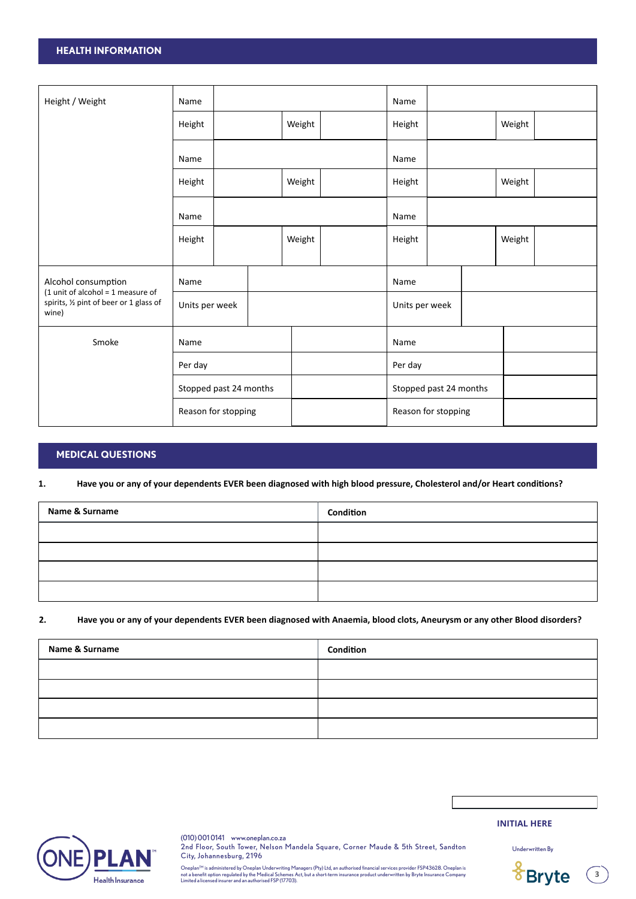## HEALTH INFORMATION

| Height / Weight | Name | | | | Name | | | |
|---|---|---|---|---|---|---|---|---|
| | Height | | Weight | | Height | | Weight | |
| | Name | | | | Name | | | |
| | Height | | Weight | | Height | | Weight | |
| | Name | | | | Name | | | |
| | Height | | Weight | | Height | | Weight | |

| Alcohol consumption (1 unit of alcohol = 1 measure of spirits, ½ pint of beer or 1 glass of wine) | Name | | Name | |
|---|---|---|---|---|
| | Units per week | | Units per week | |

| Smoke | Name | | Name | |
|---|---|---|---|---|
| | Per day | | Per day | |
| | Stopped past 24 months | | Stopped past 24 months | |
| | Reason for stopping | | Reason for stopping | |

## MEDICAL QUESTIONS

**1. Have you or any of your dependents EVER been diagnosed with high blood pressure, Cholesterol and/or Heart conditions?**

| Name & Surname | Condition |
|---|---|
| | |
| | |
| | |
| | |

**2. Have you or any of your dependents EVER been diagnosed with Anaemia, blood clots, Aneurysm or any other Blood disorders?**

| Name & Surname | Condition |
|---|---|
| | |
| | |
| | |
| | |

**INITIAL HERE**

(010) 001 0141 www.oneplan.co.za
2nd Floor, South Tower, Nelson Mandela Square, Corner Maude & 5th Street, Sandton City, Johannesburg, 2196

Oneplan™ is administered by Oneplan Underwriting Managers (Pty) Ltd, an authorised financial services provider FSP43628. Oneplan is not a benefit option regulated by the Medical Schemes Act, but a short-term insurance product underwritten by Bryte Insurance Company Limited a licensed insurer and an authorised FSP (17703).

Underwritten By Bryte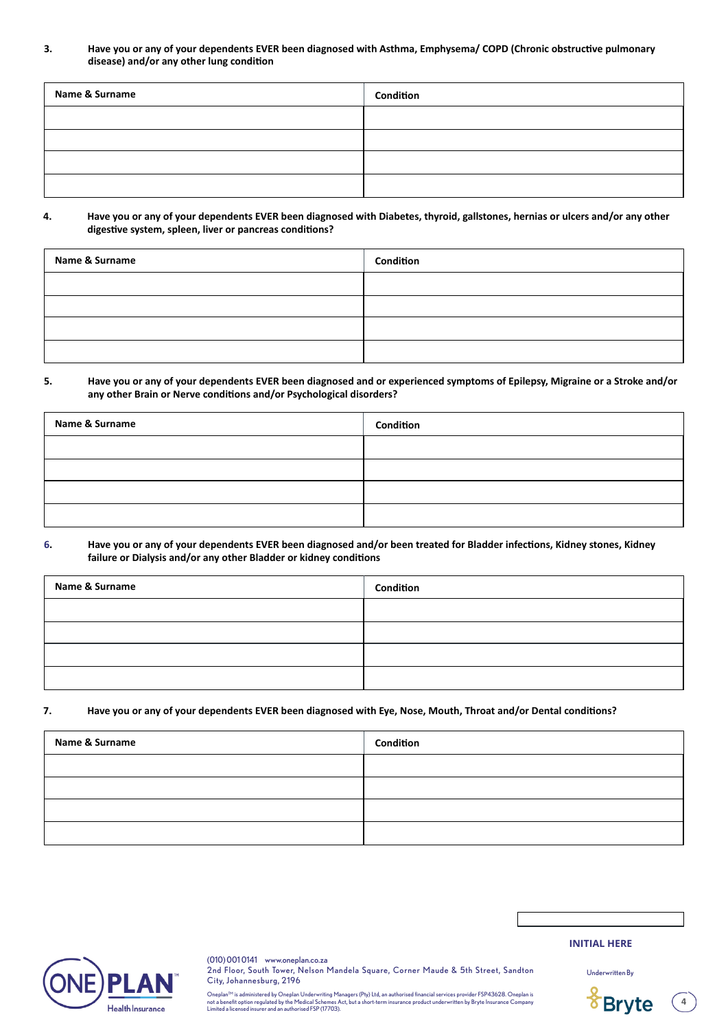3. **Have you or any of your dependents EVER been diagnosed with Asthma, Emphysema/ COPD (Chronic obstructive pulmonary disease) and/or any other lung condition**

| Name & Surname | Condition |
| --- | --- |
| | |
| | |
| | |
| | |

4. **Have you or any of your dependents EVER been diagnosed with Diabetes, thyroid, gallstones, hernias or ulcers and/or any other digestive system, spleen, liver or pancreas conditions?**

| Name & Surname | Condition |
| --- | --- |
| | |
| | |
| | |
| | |

5. **Have you or any of your dependents EVER been diagnosed and or experienced symptoms of Epilepsy, Migraine or a Stroke and/or any other Brain or Nerve conditions and/or Psychological disorders?**

| Name & Surname | Condition |
| --- | --- |
| | |
| | |
| | |
| | |

6. **Have you or any of your dependents EVER been diagnosed and/or been treated for Bladder infections, Kidney stones, Kidney failure or Dialysis and/or any other Bladder or kidney conditions**

| Name & Surname | Condition |
| --- | --- |
| | |
| | |
| | |
| | |

7. **Have you or any of your dependents EVER been diagnosed with Eye, Nose, Mouth, Throat and/or Dental conditions?**

| Name & Surname | Condition |
| --- | --- |
| | |
| | |
| | |
| | |

**INITIAL HERE**

(010) 001 0141 www.oneplan.co.za
2nd Floor, South Tower, Nelson Mandela Square, Corner Maude & 5th Street, Sandton City, Johannesburg, 2196

Oneplan™ is administered by Oneplan Underwriting Managers (Pty) Ltd, an authorised financial services provider FSP43628. Oneplan is not a benefit option regulated by the Medical Schemes Act, but a short-term insurance product underwritten by Bryte Insurance Company Limited a licensed insurer and an authorised FSP (17703).

Underwritten By Bryte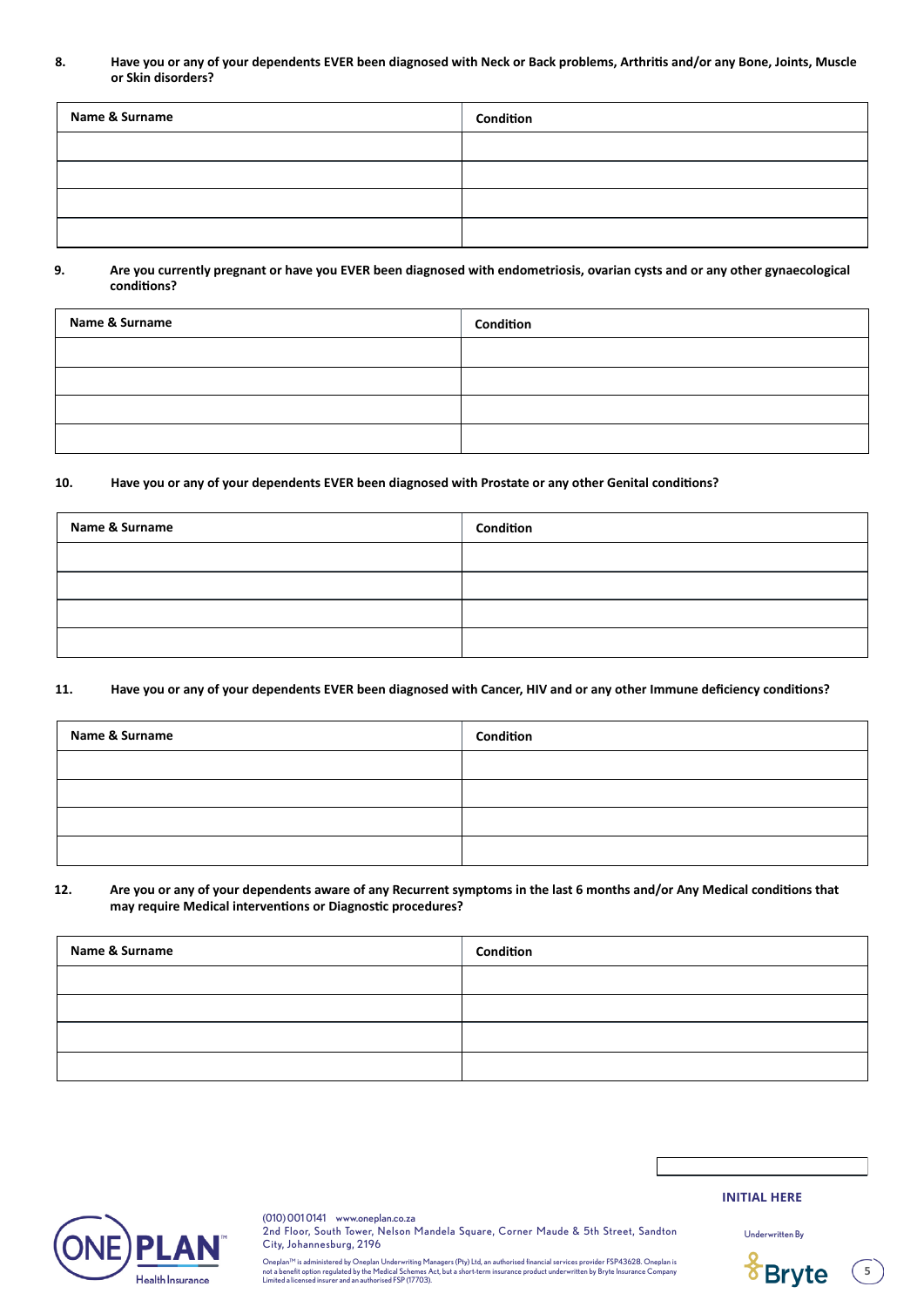8. **Have you or any of your dependents EVER been diagnosed with Neck or Back problems, Arthritis and/or any Bone, Joints, Muscle or Skin disorders?**

| Name & Surname | Condition |
|---|---|
| | |
| | |
| | |
| | |

9. **Are you currently pregnant or have you EVER been diagnosed with endometriosis, ovarian cysts and or any other gynaecological conditions?**

| Name & Surname | Condition |
|---|---|
| | |
| | |
| | |
| | |

10. **Have you or any of your dependents EVER been diagnosed with Prostate or any other Genital conditions?**

| Name & Surname | Condition |
|---|---|
| | |
| | |
| | |
| | |

11. **Have you or any of your dependents EVER been diagnosed with Cancer, HIV and or any other Immune deficiency conditions?**

| Name & Surname | Condition |
|---|---|
| | |
| | |
| | |
| | |

12. **Are you or any of your dependents aware of any Recurrent symptoms in the last 6 months and/or Any Medical conditions that may require Medical interventions or Diagnostic procedures?**

| Name & Surname | Condition |
|---|---|
| | |
| | |
| | |
| | |

**INITIAL HERE**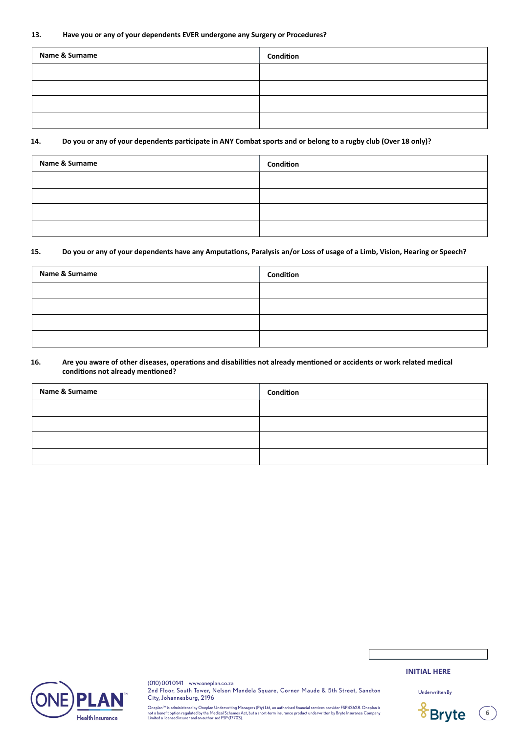**13. Have you or any of your dependents EVER undergone any Surgery or Procedures?**

| Name & Surname | Condition |
|---|---|
| | |
| | |
| | |
| | |

**14. Do you or any of your dependents participate in ANY Combat sports and or belong to a rugby club (Over 18 only)?**

| Name & Surname | Condition |
|---|---|
| | |
| | |
| | |
| | |

**15. Do you or any of your dependents have any Amputations, Paralysis an/or Loss of usage of a Limb, Vision, Hearing or Speech?**

| Name & Surname | Condition |
|---|---|
| | |
| | |
| | |
| | |

**16. Are you aware of other diseases, operations and disabilities not already mentioned or accidents or work related medical conditions not already mentioned?**

| Name & Surname | Condition |
|---|---|
| | |
| | |
| | |
| | |

**INITIAL HERE**

(010) 001 0141 www.oneplan.co.za
2nd Floor, South Tower, Nelson Mandela Square, Corner Maude & 5th Street, Sandton City, Johannesburg, 2196

Oneplan™ is administered by Oneplan Underwriting Managers (Pty) Ltd, an authorised financial services provider FSP43628. Oneplan is not a benefit option regulated by the Medical Schemes Act, but a short-term insurance product underwritten by Bryte Insurance Company Limited a licensed insurer and an authorised FSP (17703).

Underwritten By Bryte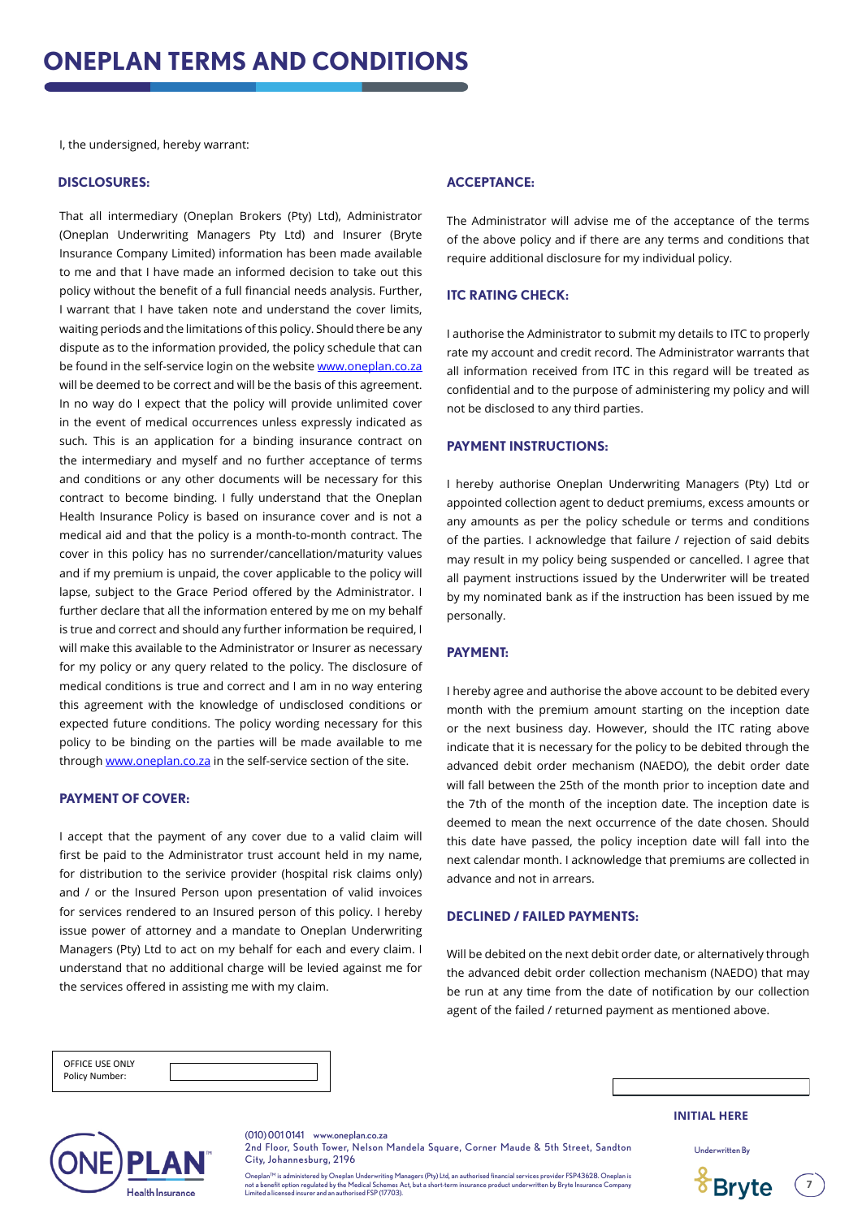# ONEPLAN TERMS AND CONDITIONS

I, the undersigned, hereby warrant:

## DISCLOSURES:

That all intermediary (Oneplan Brokers (Pty) Ltd), Administrator (Oneplan Underwriting Managers Pty Ltd) and Insurer (Bryte Insurance Company Limited) information has been made available to me and that I have made an informed decision to take out this policy without the benefit of a full financial needs analysis. Further, I warrant that I have taken note and understand the cover limits, waiting periods and the limitations of this policy. Should there be any dispute as to the information provided, the policy schedule that can be found in the self-service login on the website www.oneplan.co.za will be deemed to be correct and will be the basis of this agreement. In no way do I expect that the policy will provide unlimited cover in the event of medical occurrences unless expressly indicated as such. This is an application for a binding insurance contract on the intermediary and myself and no further acceptance of terms and conditions or any other documents will be necessary for this contract to become binding. I fully understand that the Oneplan Health Insurance Policy is based on insurance cover and is not a medical aid and that the policy is a month-to-month contract. The cover in this policy has no surrender/cancellation/maturity values and if my premium is unpaid, the cover applicable to the policy will lapse, subject to the Grace Period offered by the Administrator. I further declare that all the information entered by me on my behalf is true and correct and should any further information be required, I will make this available to the Administrator or Insurer as necessary for my policy or any query related to the policy. The disclosure of medical conditions is true and correct and I am in no way entering this agreement with the knowledge of undisclosed conditions or expected future conditions. The policy wording necessary for this policy to be binding on the parties will be made available to me through www.oneplan.co.za in the self-service section of the site.

## PAYMENT OF COVER:

I accept that the payment of any cover due to a valid claim will first be paid to the Administrator trust account held in my name, for distribution to the serivice provider (hospital risk claims only) and / or the Insured Person upon presentation of valid invoices for services rendered to an Insured person of this policy. I hereby issue power of attorney and a mandate to Oneplan Underwriting Managers (Pty) Ltd to act on my behalf for each and every claim. I understand that no additional charge will be levied against me for the services offered in assisting me with my claim.

## ACCEPTANCE:

The Administrator will advise me of the acceptance of the terms of the above policy and if there are any terms and conditions that require additional disclosure for my individual policy.

## ITC RATING CHECK:

I authorise the Administrator to submit my details to ITC to properly rate my account and credit record. The Administrator warrants that all information received from ITC in this regard will be treated as confidential and to the purpose of administering my policy and will not be disclosed to any third parties.

## PAYMENT INSTRUCTIONS:

I hereby authorise Oneplan Underwriting Managers (Pty) Ltd or appointed collection agent to deduct premiums, excess amounts or any amounts as per the policy schedule or terms and conditions of the parties. I acknowledge that failure / rejection of said debits may result in my policy being suspended or cancelled. I agree that all payment instructions issued by the Underwriter will be treated by my nominated bank as if the instruction has been issued by me personally.

## PAYMENT:

I hereby agree and authorise the above account to be debited every month with the premium amount starting on the inception date or the next business day. However, should the ITC rating above indicate that it is necessary for the policy to be debited through the advanced debit order mechanism (NAEDO), the debit order date will fall between the 25th of the month prior to inception date and the 7th of the month of the inception date. The inception date is deemed to mean the next occurrence of the date chosen. Should this date have passed, the policy inception date will fall into the next calendar month. I acknowledge that premiums are collected in advance and not in arrears.

## DECLINED / FAILED PAYMENTS:

Will be debited on the next debit order date, or alternatively through the advanced debit order collection mechanism (NAEDO) that may be run at any time from the date of notification by our collection agent of the failed / returned payment as mentioned above.

OFFICE USE ONLY
Policy Number: ____________

INITIAL HERE ____________

(010) 001 0141 www.oneplan.co.za
2nd Floor, South Tower, Nelson Mandela Square, Corner Maude & 5th Street, Sandton City, Johannesburg, 2196

Oneplan™ is administered by Oneplan Underwriting Managers (Pty) Ltd, an authorised financial services provider FSP43628. Oneplan is not a benefit option regulated by the Medical Schemes Act, but a short-term insurance product underwritten by Bryte Insurance Company Limited a licensed insurer and an authorised FSP (17703).

Underwritten By Bryte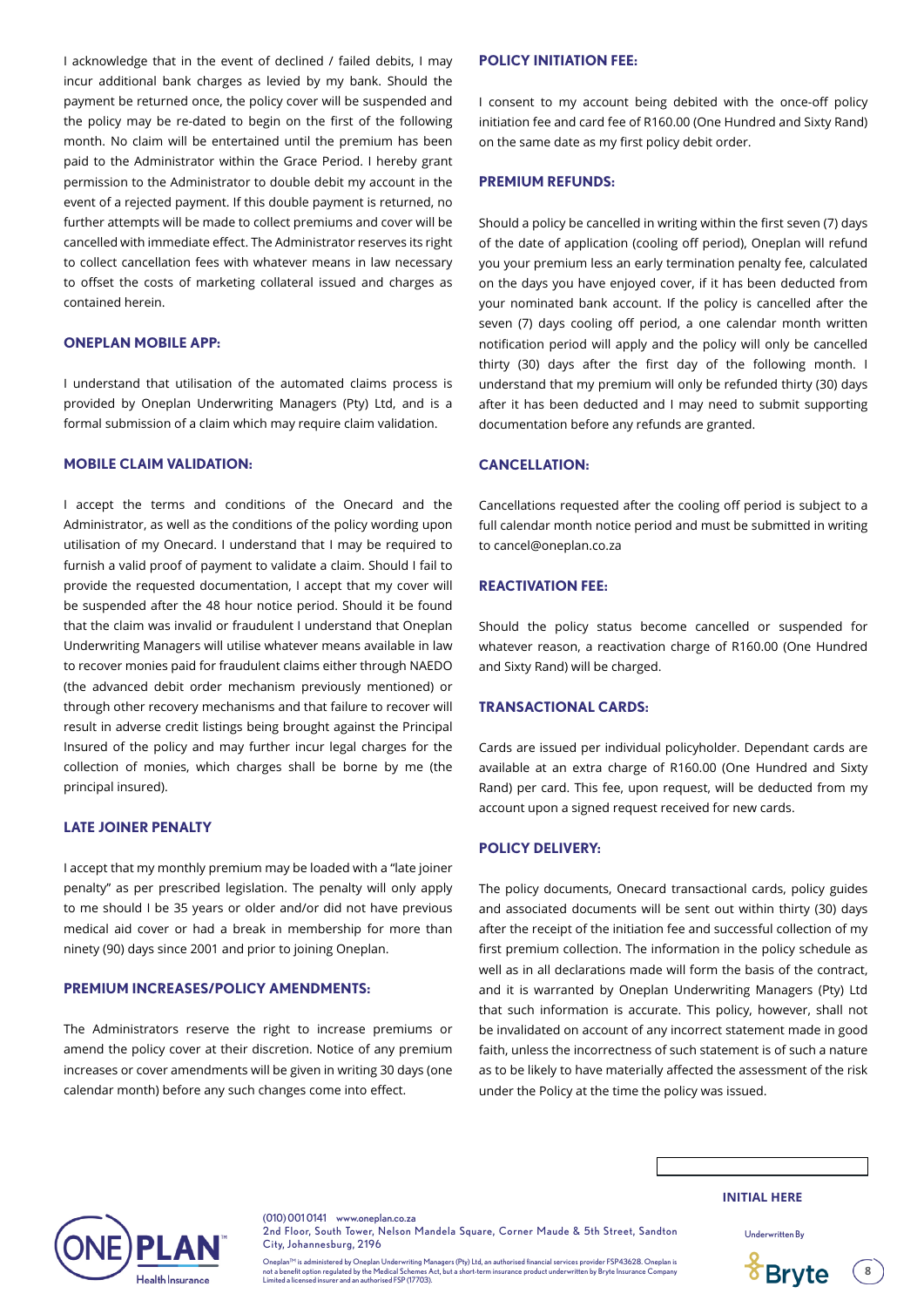I acknowledge that in the event of declined / failed debits, I may incur additional bank charges as levied by my bank. Should the payment be returned once, the policy cover will be suspended and the policy may be re-dated to begin on the first of the following month. No claim will be entertained until the premium has been paid to the Administrator within the Grace Period. I hereby grant permission to the Administrator to double debit my account in the event of a rejected payment. If this double payment is returned, no further attempts will be made to collect premiums and cover will be cancelled with immediate effect. The Administrator reserves its right to collect cancellation fees with whatever means in law necessary to offset the costs of marketing collateral issued and charges as contained herein.

### ONEPLAN MOBILE APP:

I understand that utilisation of the automated claims process is provided by Oneplan Underwriting Managers (Pty) Ltd, and is a formal submission of a claim which may require claim validation.

### MOBILE CLAIM VALIDATION:

I accept the terms and conditions of the Onecard and the Administrator, as well as the conditions of the policy wording upon utilisation of my Onecard. I understand that I may be required to furnish a valid proof of payment to validate a claim. Should I fail to provide the requested documentation, I accept that my cover will be suspended after the 48 hour notice period. Should it be found that the claim was invalid or fraudulent I understand that Oneplan Underwriting Managers will utilise whatever means available in law to recover monies paid for fraudulent claims either through NAEDO (the advanced debit order mechanism previously mentioned) or through other recovery mechanisms and that failure to recover will result in adverse credit listings being brought against the Principal Insured of the policy and may further incur legal charges for the collection of monies, which charges shall be borne by me (the principal insured).

### LATE JOINER PENALTY

I accept that my monthly premium may be loaded with a "late joiner penalty" as per prescribed legislation. The penalty will only apply to me should I be 35 years or older and/or did not have previous medical aid cover or had a break in membership for more than ninety (90) days since 2001 and prior to joining Oneplan.

### PREMIUM INCREASES/POLICY AMENDMENTS:

The Administrators reserve the right to increase premiums or amend the policy cover at their discretion. Notice of any premium increases or cover amendments will be given in writing 30 days (one calendar month) before any such changes come into effect.

### POLICY INITIATION FEE:

I consent to my account being debited with the once-off policy initiation fee and card fee of R160.00 (One Hundred and Sixty Rand) on the same date as my first policy debit order.

### PREMIUM REFUNDS:

Should a policy be cancelled in writing within the first seven (7) days of the date of application (cooling off period), Oneplan will refund you your premium less an early termination penalty fee, calculated on the days you have enjoyed cover, if it has been deducted from your nominated bank account. If the policy is cancelled after the seven (7) days cooling off period, a one calendar month written notification period will apply and the policy will only be cancelled thirty (30) days after the first day of the following month. I understand that my premium will only be refunded thirty (30) days after it has been deducted and I may need to submit supporting documentation before any refunds are granted.

### CANCELLATION:

Cancellations requested after the cooling off period is subject to a full calendar month notice period and must be submitted in writing to cancel@oneplan.co.za

### REACTIVATION FEE:

Should the policy status become cancelled or suspended for whatever reason, a reactivation charge of R160.00 (One Hundred and Sixty Rand) will be charged.

### TRANSACTIONAL CARDS:

Cards are issued per individual policyholder. Dependant cards are available at an extra charge of R160.00 (One Hundred and Sixty Rand) per card. This fee, upon request, will be deducted from my account upon a signed request received for new cards.

### POLICY DELIVERY:

The policy documents, Onecard transactional cards, policy guides and associated documents will be sent out within thirty (30) days after the receipt of the initiation fee and successful collection of my first premium collection. The information in the policy schedule as well as in all declarations made will form the basis of the contract, and it is warranted by Oneplan Underwriting Managers (Pty) Ltd that such information is accurate. This policy, however, shall not be invalidated on account of any incorrect statement made in good faith, unless the incorrectness of such statement is of such a nature as to be likely to have materially affected the assessment of the risk under the Policy at the time the policy was issued.

**INITIAL HERE**

(010) 001 0141 www.oneplan.co.za
2nd Floor, South Tower, Nelson Mandela Square, Corner Maude & 5th Street, Sandton City, Johannesburg, 2196

Oneplan™ is administered by Oneplan Underwriting Managers (Pty) Ltd, an authorised financial services provider FSP43628. Oneplan is not a benefit option regulated by the Medical Schemes Act, but a short-term insurance product underwritten by Bryte Insurance Company Limited a licensed insurer and an authorised FSP (17703).

Underwritten By Bryte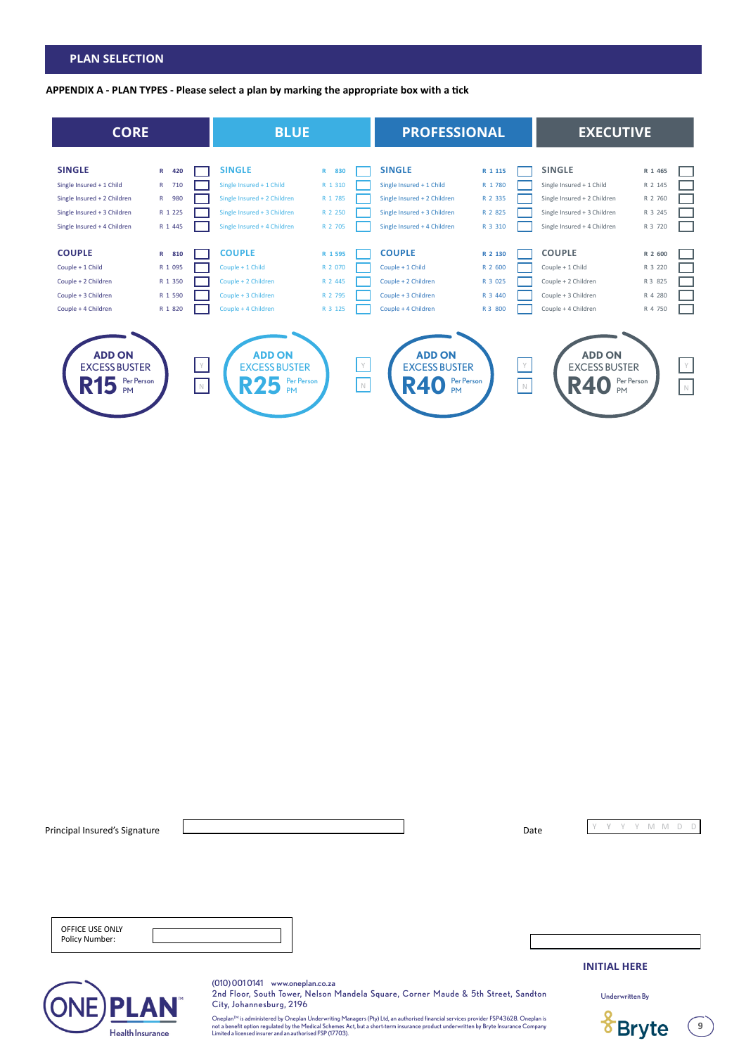## PLAN SELECTION

**APPENDIX A - PLAN TYPES - Please select a plan by marking the appropriate box with a tick**

| CORE | | | BLUE | | | PROFESSIONAL | | | EXECUTIVE | | |
|---|---|---|---|---|---|---|---|---|---|---|---|
| **SINGLE** | R 420 | ☐ | **SINGLE** | R 830 | ☐ | **SINGLE** | R 1 115 | ☐ | **SINGLE** | R 1 465 | ☐ |
| Single Insured + 1 Child | R 710 | ☐ | Single Insured + 1 Child | R 1 310 | ☐ | Single Insured + 1 Child | R 1 780 | ☐ | Single Insured + 1 Child | R 2 145 | ☐ |
| Single Insured + 2 Children | R 980 | ☐ | Single Insured + 2 Children | R 1 785 | ☐ | Single Insured + 2 Children | R 2 335 | ☐ | Single Insured + 2 Children | R 2 760 | ☐ |
| Single Insured + 3 Children | R 1 225 | ☐ | Single Insured + 3 Children | R 2 250 | ☐ | Single Insured + 3 Children | R 2 825 | ☐ | Single Insured + 3 Children | R 3 245 | ☐ |
| Single Insured + 4 Children | R 1 445 | ☐ | Single Insured + 4 Children | R 2 705 | ☐ | Single Insured + 4 Children | R 3 310 | ☐ | Single Insured + 4 Children | R 3 720 | ☐ |
| **COUPLE** | R 810 | ☐ | **COUPLE** | R 1 595 | ☐ | **COUPLE** | R 2 130 | ☐ | **COUPLE** | R 2 600 | ☐ |
| Couple + 1 Child | R 1 095 | ☐ | Couple + 1 Child | R 2 070 | ☐ | Couple + 1 Child | R 2 600 | ☐ | Couple + 1 Child | R 3 220 | ☐ |
| Couple + 2 Children | R 1 350 | ☐ | Couple + 2 Children | R 2 445 | ☐ | Couple + 2 Children | R 3 025 | ☐ | Couple + 2 Children | R 3 825 | ☐ |
| Couple + 3 Children | R 1 590 | ☐ | Couple + 3 Children | R 2 795 | ☐ | Couple + 3 Children | R 3 440 | ☐ | Couple + 3 Children | R 4 280 | ☐ |
| Couple + 4 Children | R 1 820 | ☐ | Couple + 4 Children | R 3 125 | ☐ | Couple + 4 Children | R 3 800 | ☐ | Couple + 4 Children | R 4 750 | ☐ |
| **ADD ON EXCESS BUSTER R15** Per Person PM | | Y ☐ N ☐ | **ADD ON EXCESS BUSTER R25** Per Person PM | | Y ☐ N ☐ | **ADD ON EXCESS BUSTER R40** Per Person PM | | Y ☐ N ☐ | **ADD ON EXCESS BUSTER R40** Per Person PM | | Y ☐ N ☐ |

Principal Insured's Signature ____________________ Date Y Y Y Y M M D D

OFFICE USE ONLY
Policy Number: ____________________

**INITIAL HERE**

(010) 001 0141 www.oneplan.co.za
2nd Floor, South Tower, Nelson Mandela Square, Corner Maude & 5th Street, Sandton City, Johannesburg, 2196

Oneplan™ is administered by Oneplan Underwriting Managers (Pty) Ltd, an authorised financial services provider FSP43628. Oneplan is not a benefit option regulated by the Medical Schemes Act, but a short-term insurance product underwritten by Bryte Insurance Company Limited a licensed insurer and an authorised FSP (17703).

Underwritten By Bryte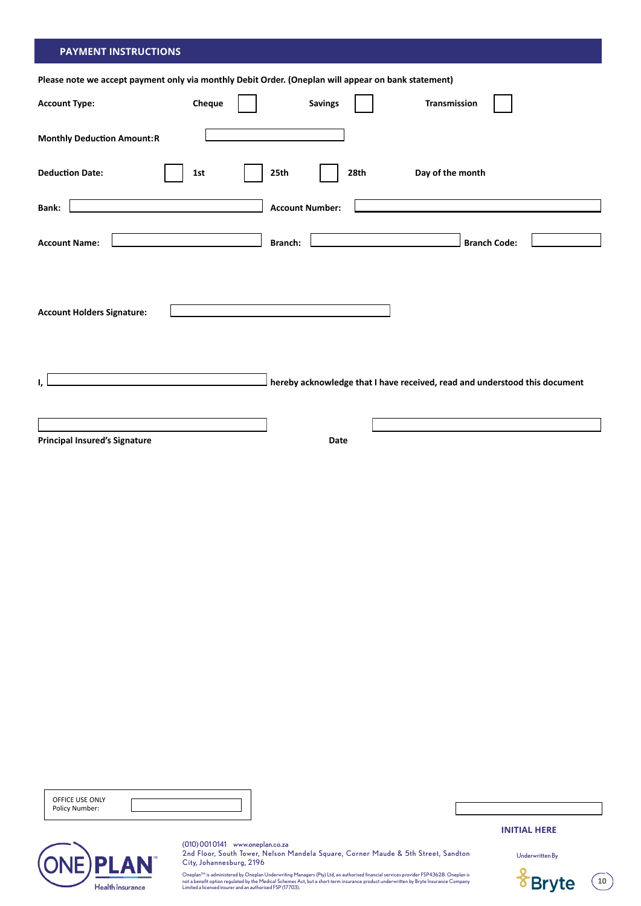## PAYMENT INSTRUCTIONS

**Please note we accept payment only via monthly Debit Order. (Oneplan will appear on bank statement)**

**Account Type:** **Cheque** ☐ **Savings** ☐ **Transmission** ☐

**Monthly Deduction Amount: R** ____________

**Deduction Date:** ☐ **1st** ☐ **25th** ☐ **28th** **Day of the month**

**Bank:** ____________ **Account Number:** ____________

**Account Name:** ____________ **Branch:** ____________ **Branch Code:** ____________

**Account Holders Signature:** ____________

**I,** ____________ **hereby acknowledge that I have received, read and understood this document**

____________ ____________

**Principal Insured's Signature** **Date**

OFFICE USE ONLY
Policy Number: ____________

____________
**INITIAL HERE**

(010) 001 0141 www.oneplan.co.za
2nd Floor, South Tower, Nelson Mandela Square, Corner Maude & 5th Street, Sandton City, Johannesburg, 2196

Oneplan™ is administered by Oneplan Underwriting Managers (Pty) Ltd, an authorised financial services provider FSP43628. Oneplan is not a benefit option regulated by the Medical Schemes Act, but a short-term insurance product underwritten by Bryte Insurance Company Limited a licensed insurer and an authorised FSP (17703).

Underwritten By Bryte